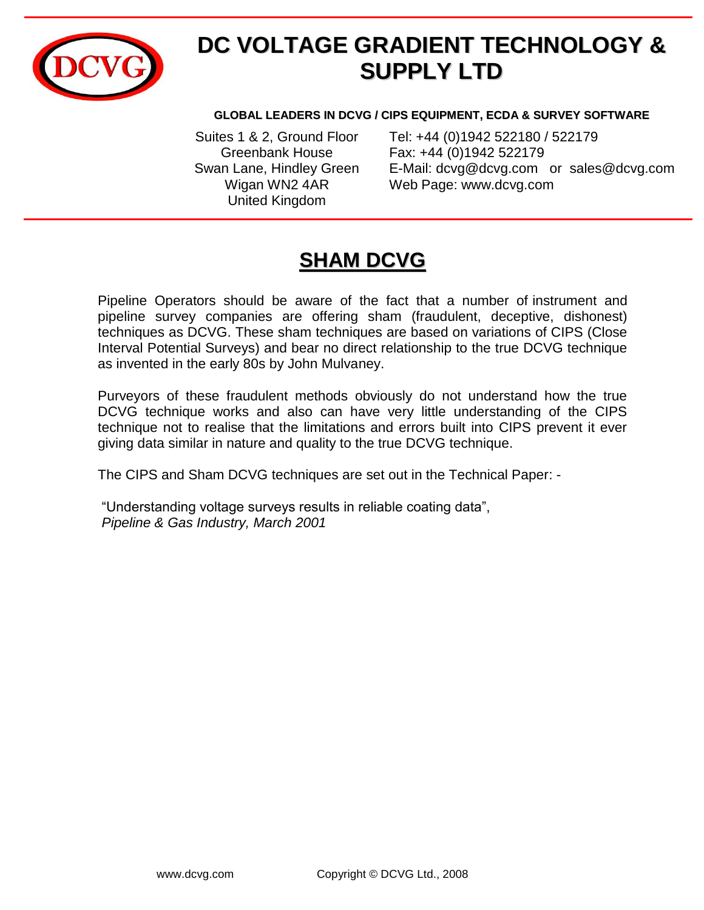# DC VOLTAGE GRADIENT TECHNOLOGY & SUPPLY LTD

**GLOBAL LEADERS IN DCVG / CIPS EQUIPMENT, ECDA & SURVEY SOFTWARE**

Suites 1 & 2, Ground Floor
Greenbank House
Swan Lane, Hindley Green
Wigan WN2 4AR
United Kingdom

Tel: +44 (0)1942 522180 / 522179
Fax: +44 (0)1942 522179
E-Mail: dcvg@dcvg.com or sales@dcvg.com
Web Page: www.dcvg.com

## SHAM DCVG

Pipeline Operators should be aware of the fact that a number of instrument and pipeline survey companies are offering sham (fraudulent, deceptive, dishonest) techniques as DCVG. These sham techniques are based on variations of CIPS (Close Interval Potential Surveys) and bear no direct relationship to the true DCVG technique as invented in the early 80s by John Mulvaney.

Purveyors of these fraudulent methods obviously do not understand how the true DCVG technique works and also can have very little understanding of the CIPS technique not to realise that the limitations and errors built into CIPS prevent it ever giving data similar in nature and quality to the true DCVG technique.

The CIPS and Sham DCVG techniques are set out in the Technical Paper: -

"Understanding voltage surveys results in reliable coating data",
*Pipeline & Gas Industry, March 2001*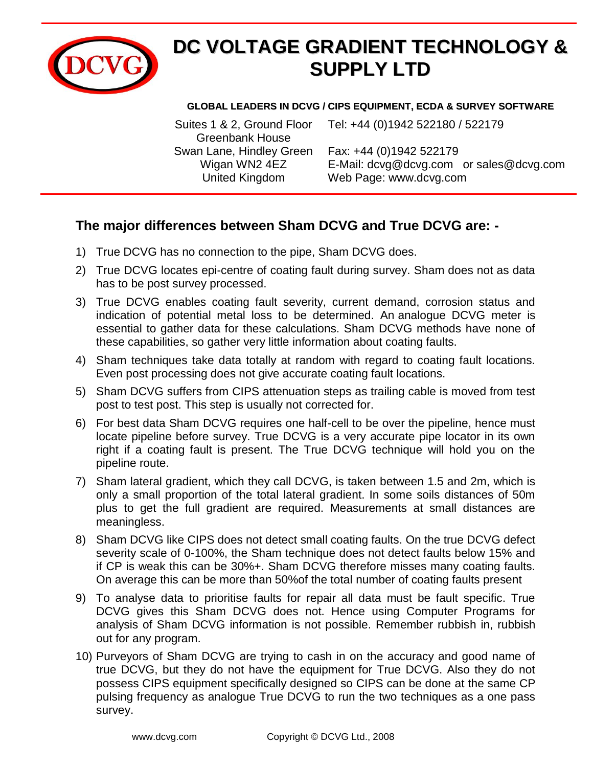# DC VOLTAGE GRADIENT TECHNOLOGY & SUPPLY LTD

**GLOBAL LEADERS IN DCVG / CIPS EQUIPMENT, ECDA & SURVEY SOFTWARE**

Suites 1 & 2, Ground Floor
Greenbank House
Swan Lane, Hindley Green
Wigan WN2 4EZ
United Kingdom

Tel: +44 (0)1942 522180 / 522179

Fax: +44 (0)1942 522179
E-Mail: dcvg@dcvg.com or sales@dcvg.com
Web Page: www.dcvg.com

## The major differences between Sham DCVG and True DCVG are: -

1) True DCVG has no connection to the pipe, Sham DCVG does.
2) True DCVG locates epi-centre of coating fault during survey. Sham does not as data has to be post survey processed.
3) True DCVG enables coating fault severity, current demand, corrosion status and indication of potential metal loss to be determined. An analogue DCVG meter is essential to gather data for these calculations. Sham DCVG methods have none of these capabilities, so gather very little information about coating faults.
4) Sham techniques take data totally at random with regard to coating fault locations. Even post processing does not give accurate coating fault locations.
5) Sham DCVG suffers from CIPS attenuation steps as trailing cable is moved from test post to test post. This step is usually not corrected for.
6) For best data Sham DCVG requires one half-cell to be over the pipeline, hence must locate pipeline before survey. True DCVG is a very accurate pipe locator in its own right if a coating fault is present. The True DCVG technique will hold you on the pipeline route.
7) Sham lateral gradient, which they call DCVG, is taken between 1.5 and 2m, which is only a small proportion of the total lateral gradient. In some soils distances of 50m plus to get the full gradient are required. Measurements at small distances are meaningless.
8) Sham DCVG like CIPS does not detect small coating faults. On the true DCVG defect severity scale of 0-100%, the Sham technique does not detect faults below 15% and if CP is weak this can be 30%+. Sham DCVG therefore misses many coating faults. On average this can be more than 50%of the total number of coating faults present
9) To analyse data to prioritise faults for repair all data must be fault specific. True DCVG gives this Sham DCVG does not. Hence using Computer Programs for analysis of Sham DCVG information is not possible. Remember rubbish in, rubbish out for any program.
10) Purveyors of Sham DCVG are trying to cash in on the accuracy and good name of true DCVG, but they do not have the equipment for True DCVG. Also they do not possess CIPS equipment specifically designed so CIPS can be done at the same CP pulsing frequency as analogue True DCVG to run the two techniques as a one pass survey.

www.dcvg.com Copyright © DCVG Ltd., 2008